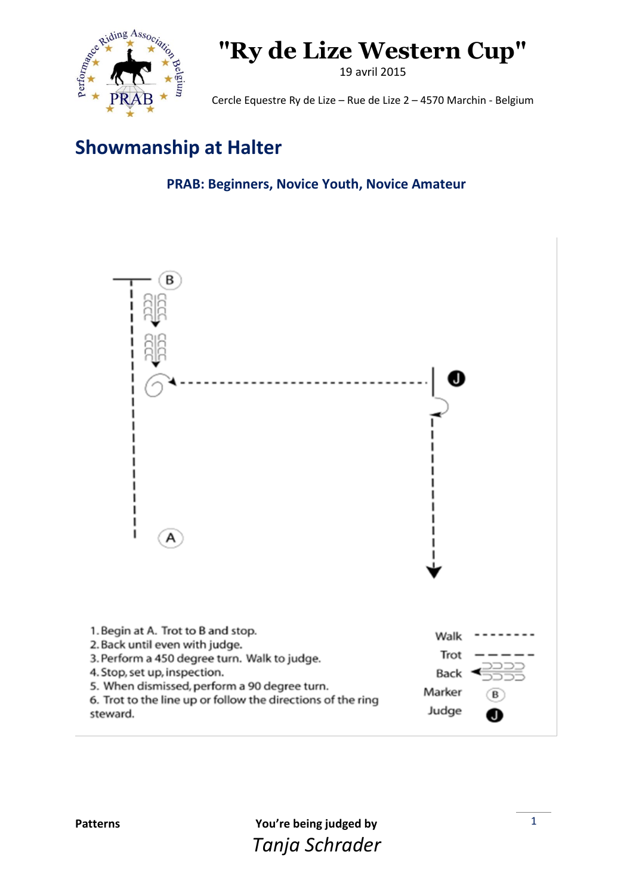# "Ry de Lize Western Cup"

19 avril 2015

Cercle Equestre Ry de Lize – Rue de Lize 2 – 4570 Marchin - Belgium

## Showmanship at Halter

### PRAB: Beginners, Novice Youth, Novice Amateur

1. Begin at A. Trot to B and stop.
2. Back until even with judge.
3. Perform a 450 degree turn. Walk to judge.
4. Stop, set up, inspection.
5. When dismissed, perform a 90 degree turn.
6. Trot to the line up or follow the directions of the ring steward.

| | |
|---|---|
| Walk | -------- |
| Trot | — — — — — |
| Back | |
| Marker | B |
| Judge | J |

**Patterns**

**You're being judged by**

*Tanja Schrader*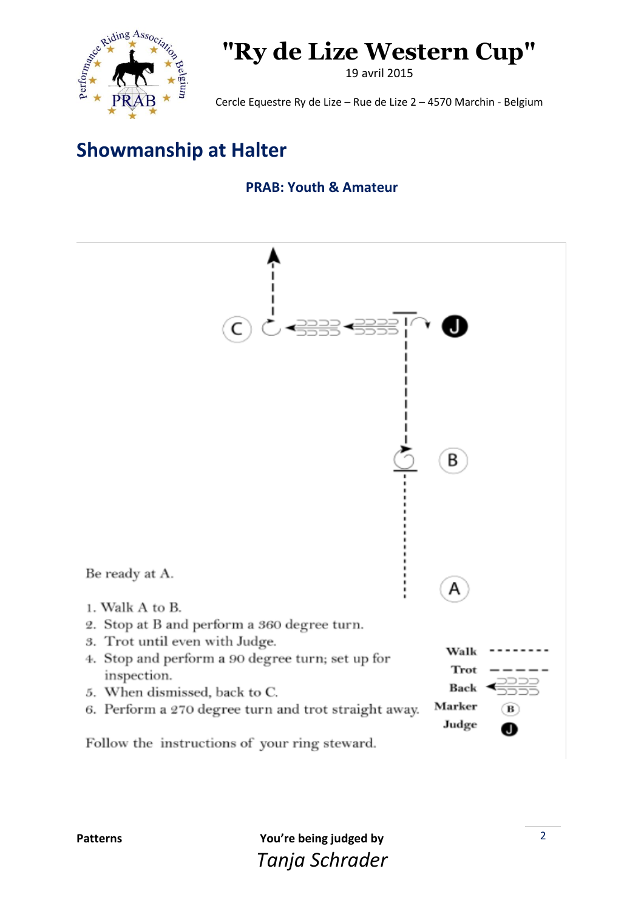# "Ry de Lize Western Cup"

19 avril 2015

Cercle Equestre Ry de Lize – Rue de Lize 2 – 4570 Marchin - Belgium

## Showmanship at Halter

### PRAB: Youth & Amateur

Be ready at A.

1. Walk A to B.
2. Stop at B and perform a 360 degree turn.
3. Trot until even with Judge.
4. Stop and perform a 90 degree turn; set up for inspection.
5. When dismissed, back to C.
6. Perform a 270 degree turn and trot straight away.

Follow the instructions of your ring steward.

| | |
|---|---|
| Walk | - - - - - - - - |
| Trot | — — — — — |
| Back | ⊃⊃⊃⊃ |
| Marker | B |
| Judge | J |

**Patterns** **You're being judged by**

*Tanja Schrader*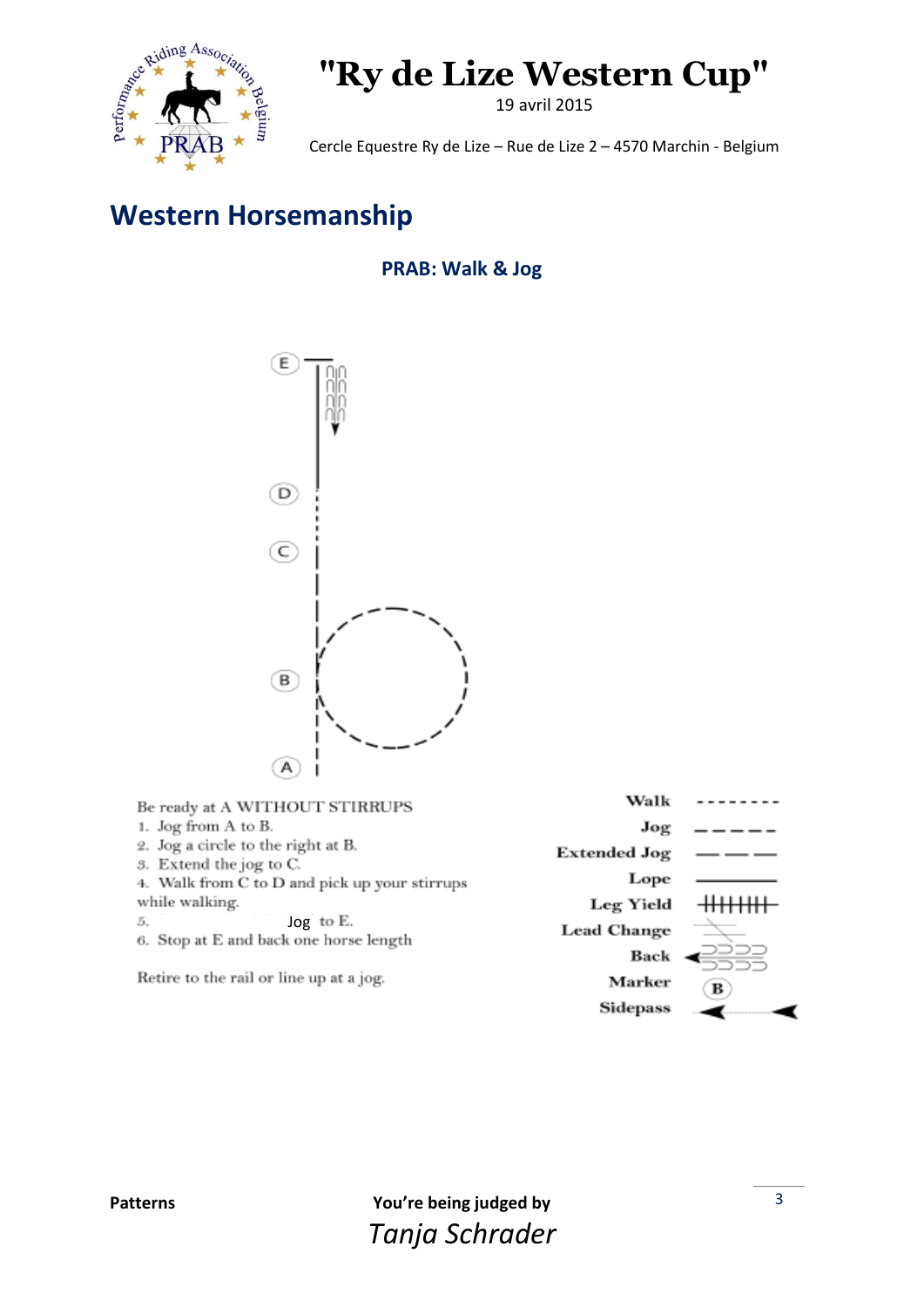# "Ry de Lize Western Cup"

19 avril 2015

Cercle Equestre Ry de Lize – Rue de Lize 2 – 4570 Marchin - Belgium

## Western Horsemanship

### PRAB: Walk & Jog

E

D

C

B

A

Be ready at A WITHOUT STIRRUPS

1. Jog from A to B.
2. Jog a circle to the right at B.
3. Extend the jog to C.
4. Walk from C to D and pick up your stirrups while walking.
5. Jog to E.
6. Stop at E and back one horse length

Retire to the rail or line up at a jog.

| | |
|---|---|
| Walk | - - - - - - - - |
| Jog | — — — — — |
| Extended Jog | —— —— —— |
| Lope | ———————— |
| Leg Yield | |
| Lead Change | |
| Back | |
| Marker | (B) |
| Sidepass | |

You're being judged by

*Tanja Schrader*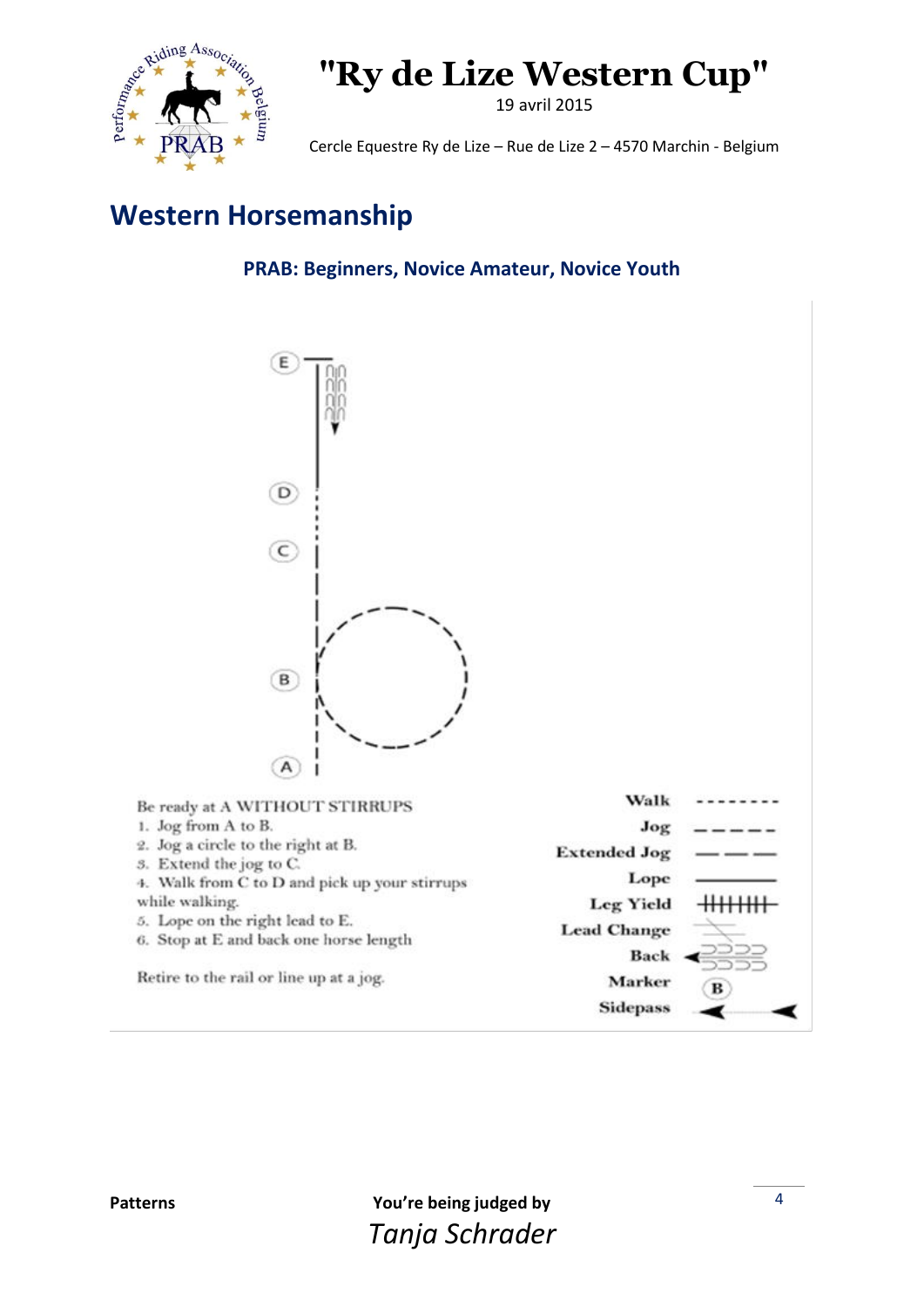# "Ry de Lize Western Cup"

19 avril 2015

Cercle Equestre Ry de Lize – Rue de Lize 2 – 4570 Marchin - Belgium

## Western Horsemanship

### PRAB: Beginners, Novice Amateur, Novice Youth

E

D

C

B

A

Be ready at A WITHOUT STIRRUPS

1. Jog from A to B.
2. Jog a circle to the right at B.
3. Extend the jog to C.
4. Walk from C to D and pick up your stirrups while walking.
5. Lope on the right lead to E.
6. Stop at E and back one horse length

Retire to the rail or line up at a jog.

Walk

Jog

Extended Jog

Lope

Leg Yield

Lead Change

Back

Marker

Sidepass

Patterns

You're being judged by

*Tanja Schrader*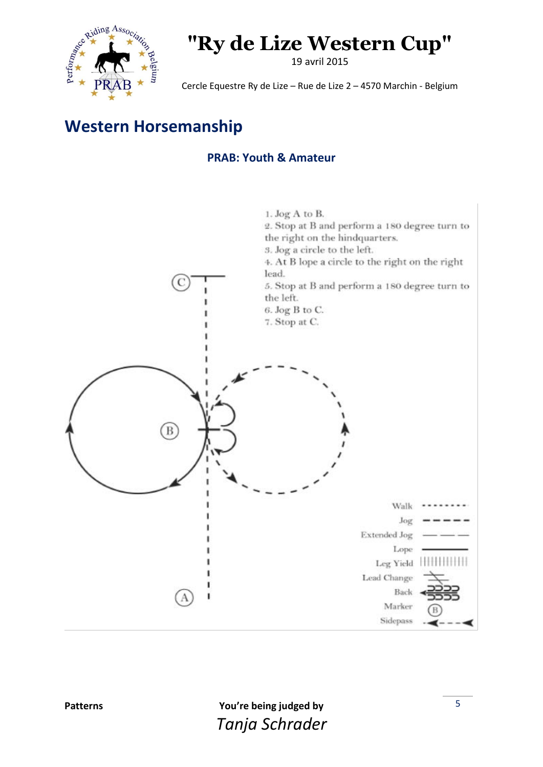# "Ry de Lize Western Cup"

19 avril 2015

Cercle Equestre Ry de Lize – Rue de Lize 2 – 4570 Marchin - Belgium

## Western Horsemanship

### PRAB: Youth & Amateur

1. Jog A to B.
2. Stop at B and perform a 180 degree turn to the right on the hindquarters.
3. Jog a circle to the left.
4. At B lope a circle to the right on the right lead.
5. Stop at B and perform a 180 degree turn to the left.
6. Jog B to C.
7. Stop at C.

C

B

A

Walk

Jog

Extended Jog

Lope

Leg Yield

Lead Change

Back

Marker

Sidepass

**Patterns**

**You're being judged by**

*Tanja Schrader*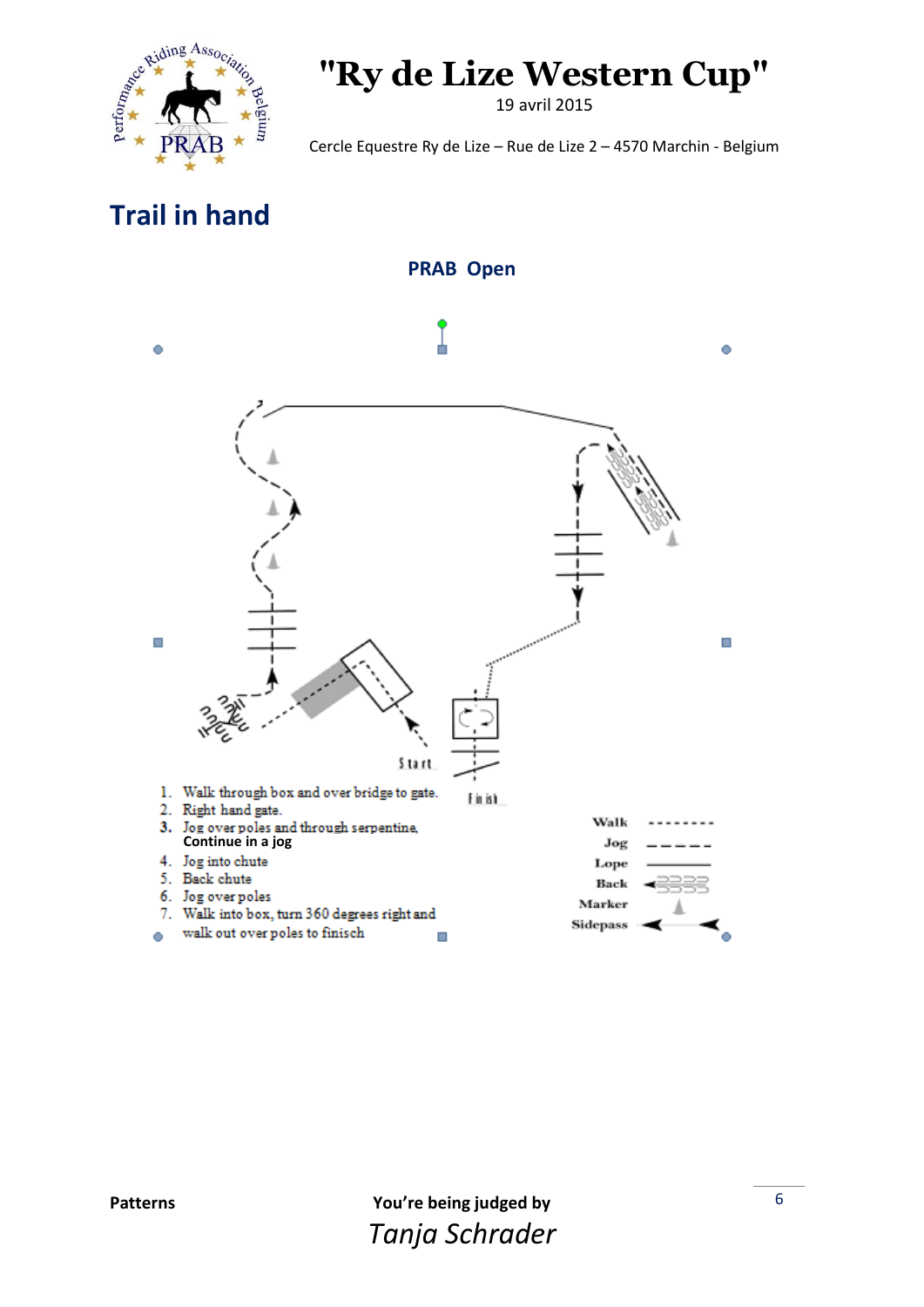# "Ry de Lize Western Cup"

19 avril 2015

Cercle Equestre Ry de Lize – Rue de Lize 2 – 4570 Marchin - Belgium

## Trail in hand

### PRAB Open

Start

Finish

1. Walk through box and over bridge to gate.
2. Right hand gate.
3. Jog over poles and through serpentine, **Continue in a jog**
4. Jog into chute
5. Back chute
6. Jog over poles
7. Walk into box, turn 360 degrees right and walk out over poles to finisch

Walk

Jog

Lope

Back

Marker

Sidepass

**Patterns**

**You're being judged by**

*Tanja Schrader*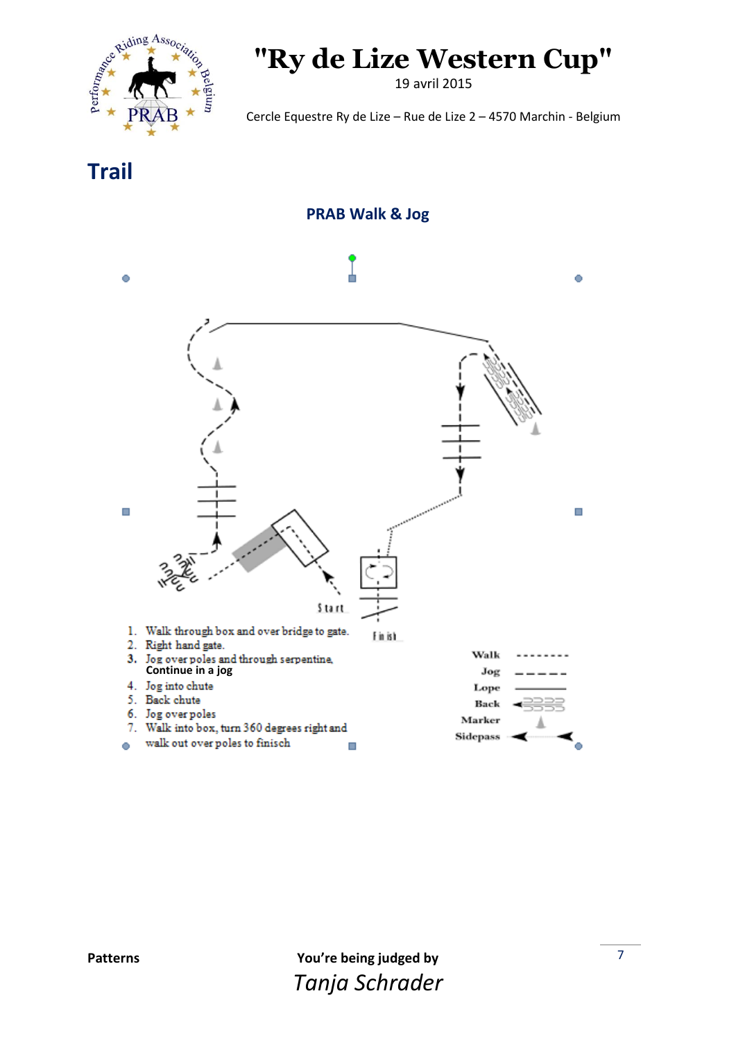# "Ry de Lize Western Cup"

19 avril 2015

Cercle Equestre Ry de Lize – Rue de Lize 2 – 4570 Marchin - Belgium

## Trail

### PRAB Walk & Jog

Start

Finish

1. Walk through box and over bridge to gate.
2. Right hand gate.
3. Jog over poles and through serpentine, **Continue in a jog**
4. Jog into chute
5. Back chute
6. Jog over poles
7. Walk into box, turn 360 degrees right and walk out over poles to finisch

Walk
Jog
Lope
Back
Marker
Sidepass

**Patterns**

**You're being judged by**

*Tanja Schrader*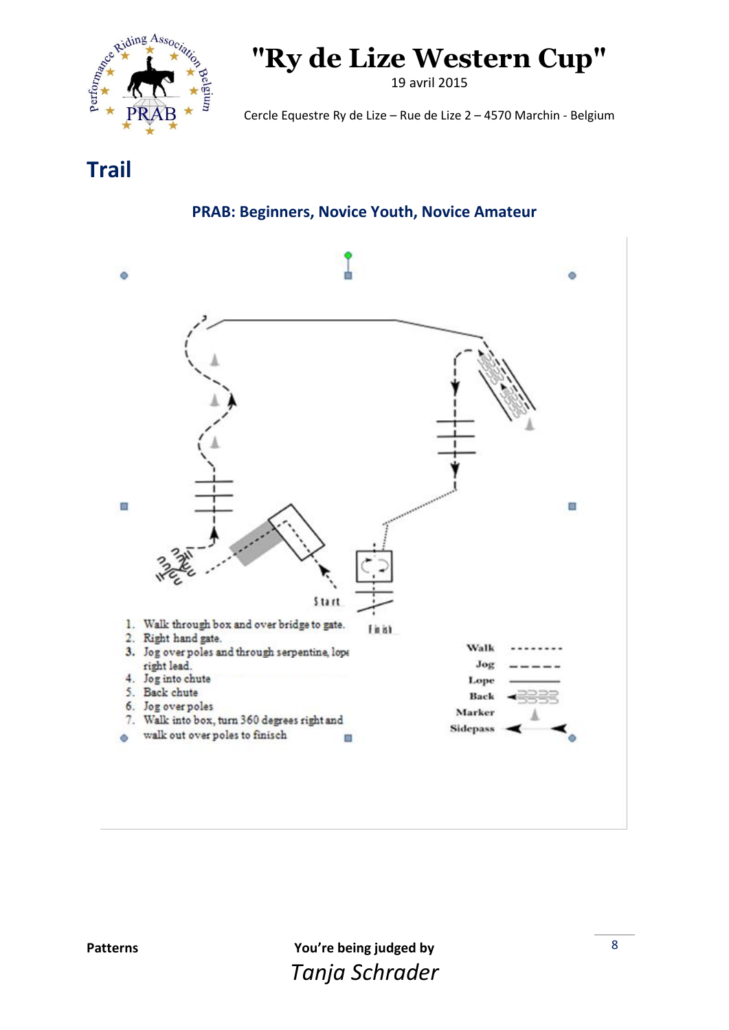"Ry de Lize Western Cup"

19 avril 2015

Cercle Equestre Ry de Lize – Rue de Lize 2 – 4570 Marchin - Belgium

# Trail

### PRAB: Beginners, Novice Youth, Novice Amateur

Start

Finish

1. Walk through box and over bridge to gate.
2. Right hand gate.
3. Jog over poles and through serpentine, lope right lead.
4. Jog into chute
5. Back chute
6. Jog over poles
7. Walk into box, turn 360 degrees right and walk out over poles to finisch

Walk
Jog
Lope
Back
Marker
Sidepass

Patterns

You're being judged by

*Tanja Schrader*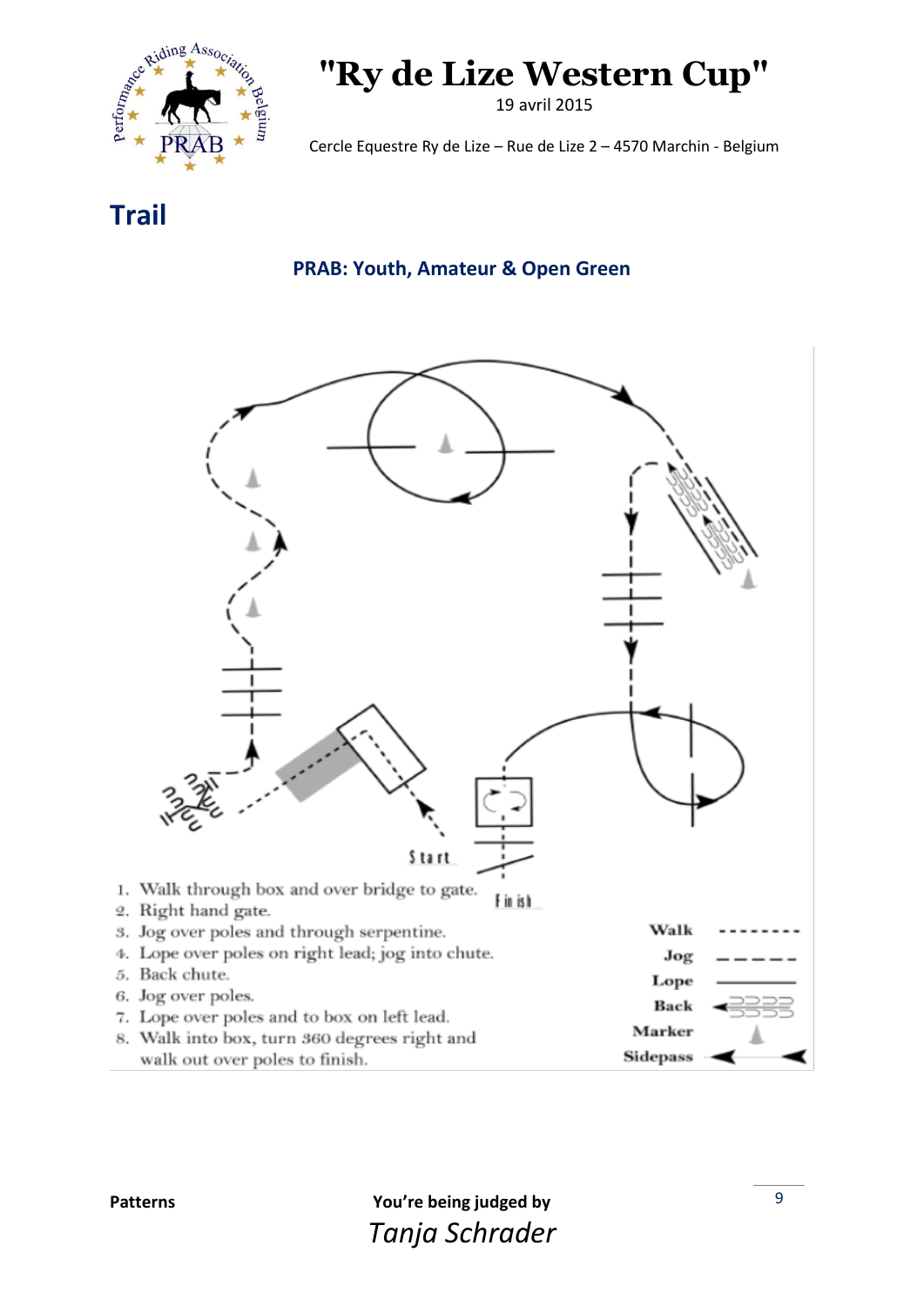"Ry de Lize Western Cup"

19 avril 2015

Cercle Equestre Ry de Lize – Rue de Lize 2 – 4570 Marchin - Belgium

# Trail

### PRAB: Youth, Amateur & Open Green

Start

Finish

1. Walk through box and over bridge to gate.
2. Right hand gate.
3. Jog over poles and through serpentine.
4. Lope over poles on right lead; jog into chute.
5. Back chute.
6. Jog over poles.
7. Lope over poles and to box on left lead.
8. Walk into box, turn 360 degrees right and walk out over poles to finish.

Walk

Jog

Lope

Back

Marker

Sidepass

**Patterns**

**You're being judged by**

*Tanja Schrader*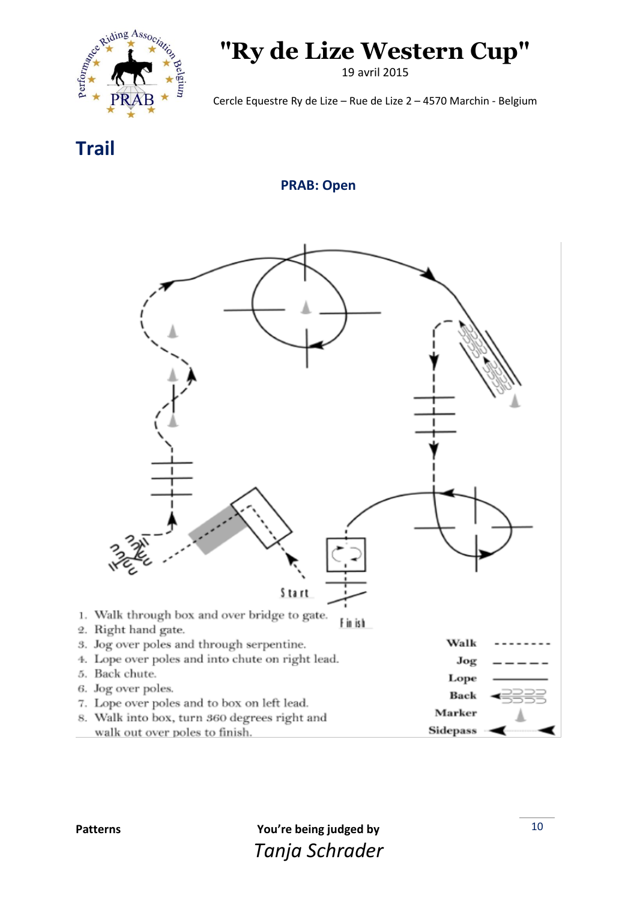"Ry de Lize Western Cup"

19 avril 2015

Cercle Equestre Ry de Lize – Rue de Lize 2 – 4570 Marchin - Belgium

# Trail

**PRAB: Open**

Start

Finish

1. Walk through box and over bridge to gate.
2. Right hand gate.
3. Jog over poles and through serpentine.
4. Lope over poles and into chute on right lead.
5. Back chute.
6. Jog over poles.
7. Lope over poles and to box on left lead.
8. Walk into box, turn 360 degrees right and walk out over poles to finish.

Walk
Jog
Lope
Back
Marker
Sidepass

**Patterns**

**You're being judged by**
*Tanja Schrader*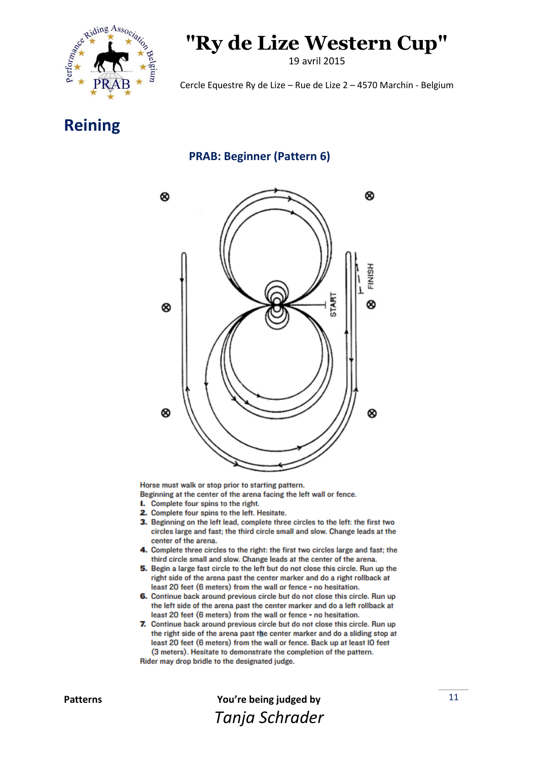# "Ry de Lize Western Cup"

19 avril 2015

Cercle Equestre Ry de Lize – Rue de Lize 2 – 4570 Marchin - Belgium

## Reining

### PRAB: Beginner (Pattern 6)

Horse must walk or stop prior to starting pattern.

Beginning at the center of the arena facing the left wall or fence.

1. Complete four spins to the right.
2. Complete four spins to the left. Hesitate.
3. Beginning on the left lead, complete three circles to the left: the first two circles large and fast; the third circle small and slow. Change leads at the center of the arena.
4. Complete three circles to the right: the first two circles large and fast; the third circle small and slow. Change leads at the center of the arena.
5. Begin a large fast circle to the left but do not close this circle. Run up the right side of the arena past the center marker and do a right rollback at least 20 feet (6 meters) from the wall or fence - no hesitation.
6. Continue back around previous circle but do not close this circle. Run up the left side of the arena past the center marker and do a left rollback at least 20 feet (6 meters) from the wall or fence - no hesitation.
7. Continue back around previous circle but do not close this circle. Run up the right side of the arena past the center marker and do a sliding stop at least 20 feet (6 meters) from the wall or fence. Back up at least 10 feet (3 meters). Hesitate to demonstrate the completion of the pattern.

Rider may drop bridle to the designated judge.

**Patterns** **You're being judged by**

*Tanja Schrader*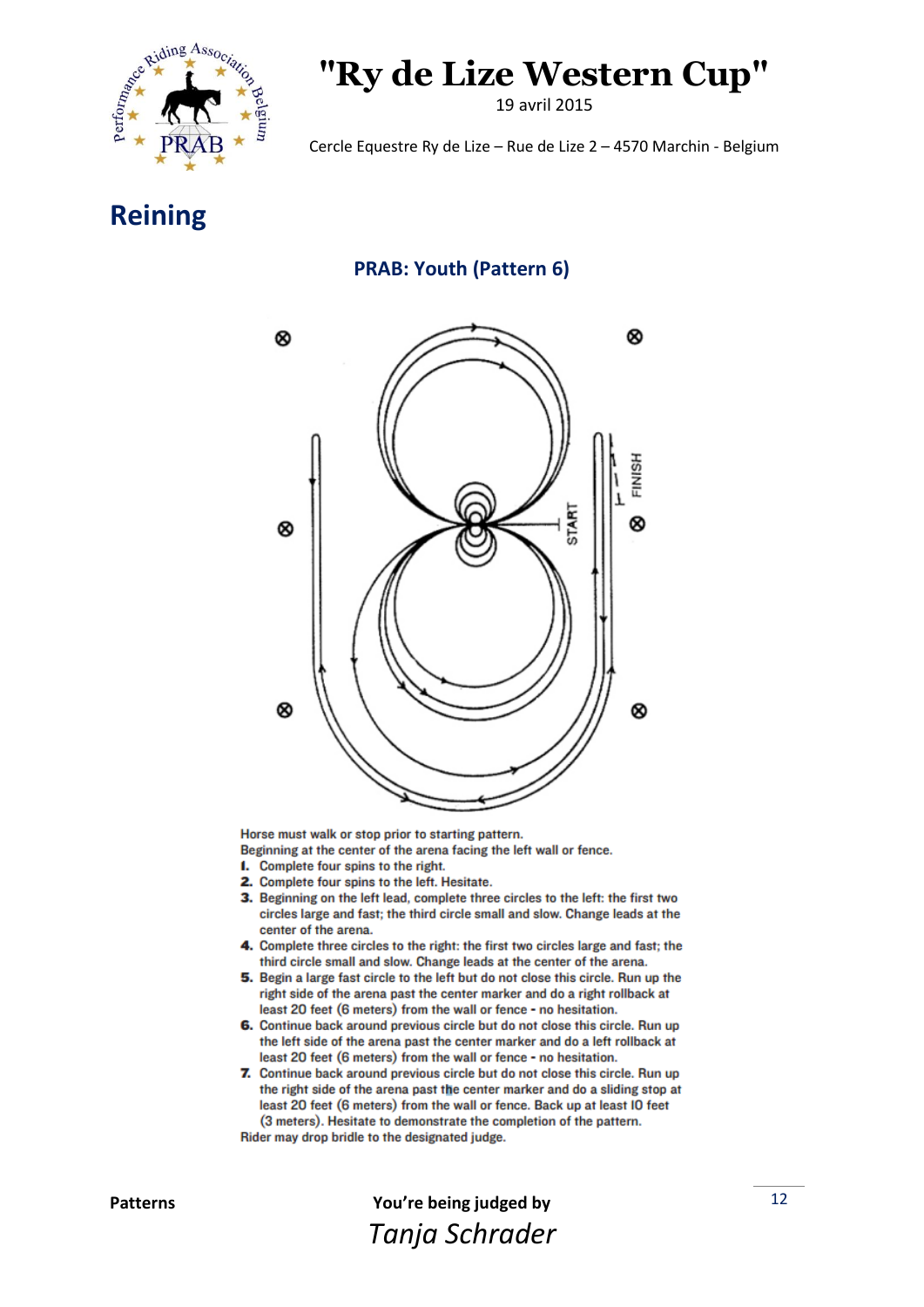# "Ry de Lize Western Cup"

19 avril 2015

Cercle Equestre Ry de Lize – Rue de Lize 2 – 4570 Marchin - Belgium

## Reining

### PRAB: Youth (Pattern 6)

Horse must walk or stop prior to starting pattern.
Beginning at the center of the arena facing the left wall or fence.

1. Complete four spins to the right.
2. Complete four spins to the left. Hesitate.
3. Beginning on the left lead, complete three circles to the left: the first two circles large and fast; the third circle small and slow. Change leads at the center of the arena.
4. Complete three circles to the right: the first two circles large and fast; the third circle small and slow. Change leads at the center of the arena.
5. Begin a large fast circle to the left but do not close this circle. Run up the right side of the arena past the center marker and do a right rollback at least 20 feet (6 meters) from the wall or fence - no hesitation.
6. Continue back around previous circle but do not close this circle. Run up the left side of the arena past the center marker and do a left rollback at least 20 feet (6 meters) from the wall or fence - no hesitation.
7. Continue back around previous circle but do not close this circle. Run up the right side of the arena past the center marker and do a sliding stop at least 20 feet (6 meters) from the wall or fence. Back up at least 10 feet (3 meters). Hesitate to demonstrate the completion of the pattern.

Rider may drop bridle to the designated judge.

**Patterns** — **You're being judged by** *Tanja Schrader*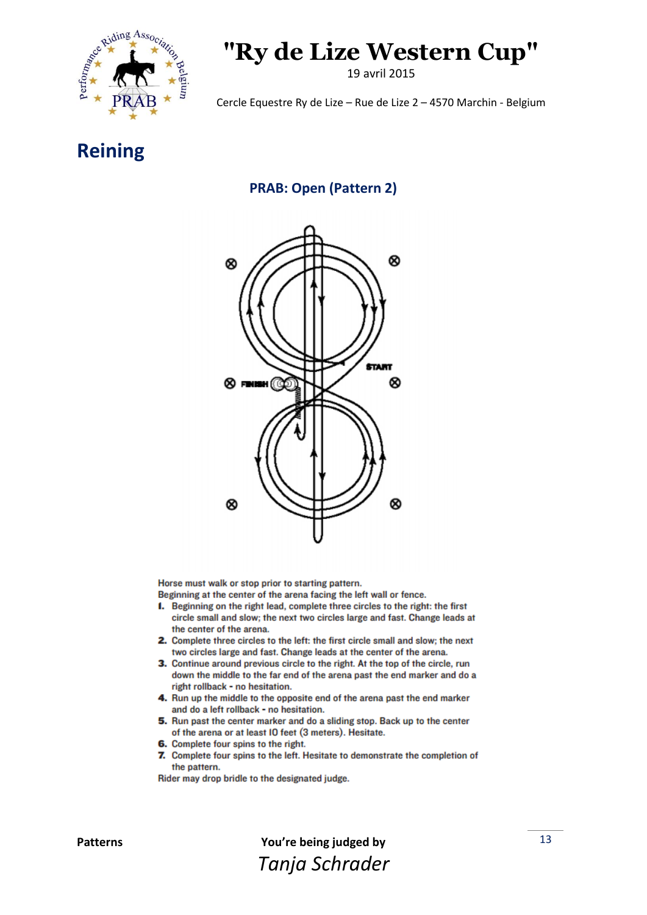# "Ry de Lize Western Cup"

19 avril 2015

Cercle Equestre Ry de Lize – Rue de Lize 2 – 4570 Marchin - Belgium

## Reining

### PRAB: Open (Pattern 2)

START

FINISH

Horse must walk or stop prior to starting pattern.
Beginning at the center of the arena facing the left wall or fence.

1. Beginning on the right lead, complete three circles to the right: the first circle small and slow; the next two circles large and fast. Change leads at the center of the arena.
2. Complete three circles to the left: the first circle small and slow; the next two circles large and fast. Change leads at the center of the arena.
3. Continue around previous circle to the right. At the top of the circle, run down the middle to the far end of the arena past the end marker and do a right rollback - no hesitation.
4. Run up the middle to the opposite end of the arena past the end marker and do a left rollback - no hesitation.
5. Run past the center marker and do a sliding stop. Back up to the center of the arena or at least 10 feet (3 meters). Hesitate.
6. Complete four spins to the right.
7. Complete four spins to the left. Hesitate to demonstrate the completion of the pattern.

Rider may drop bridle to the designated judge.

**Patterns**

**You're being judged by**

*Tanja Schrader*